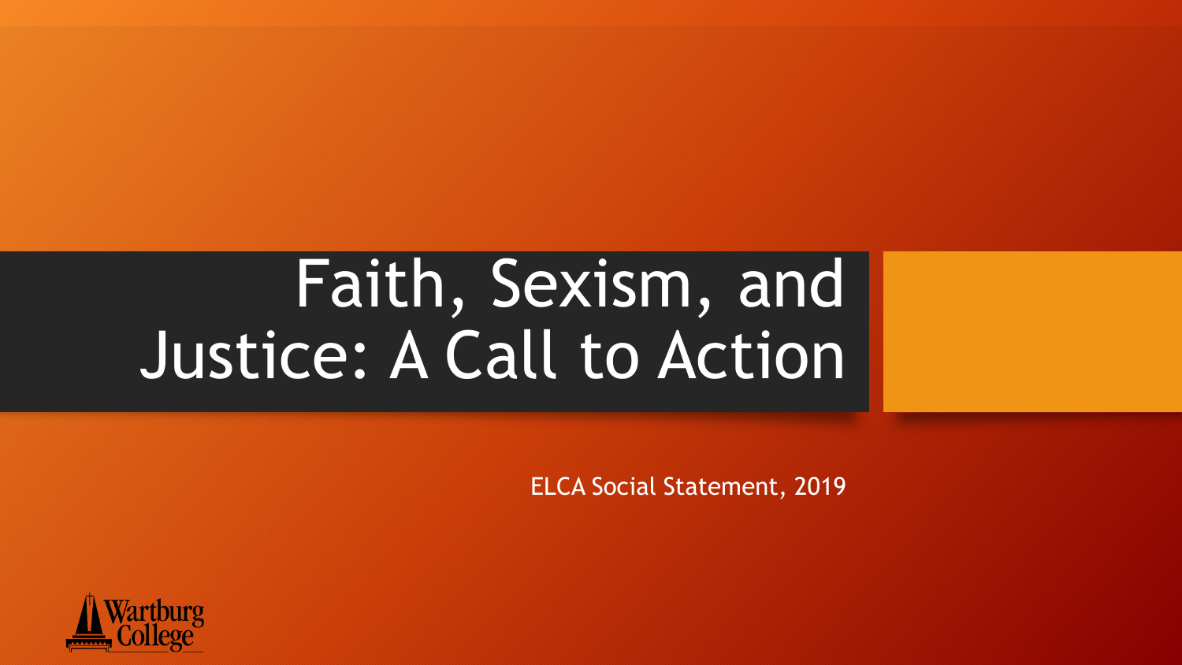# Faith, Sexism, and Justice: A Call to Action

ELCA Social Statement, 2019

Wartburg College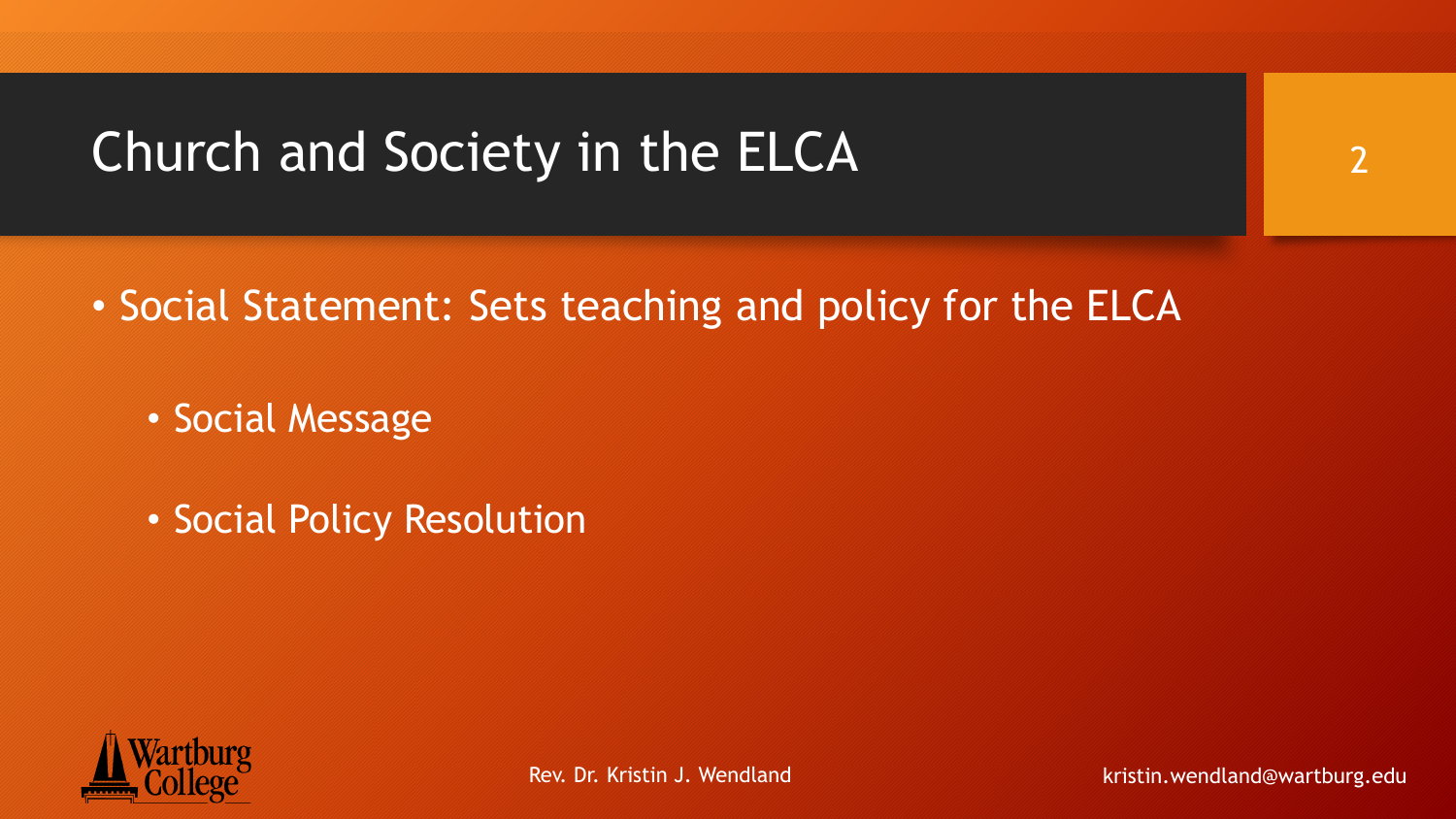# Church and Society in the ELCA

- Social Statement: Sets teaching and policy for the ELCA
  - Social Message
  - Social Policy Resolution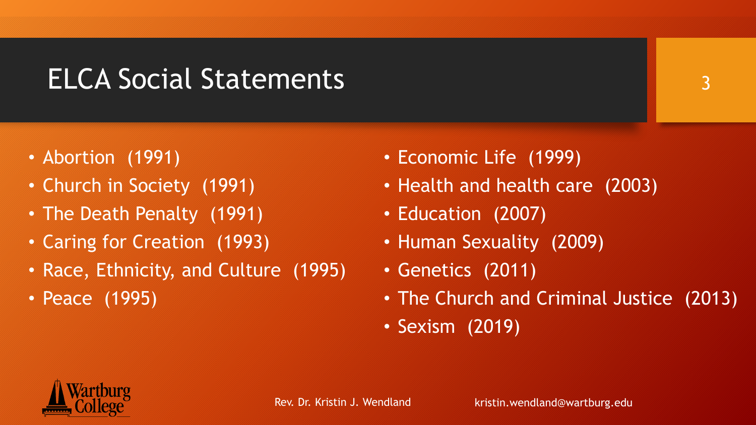# ELCA Social Statements

- Abortion (1991)
- Church in Society (1991)
- The Death Penalty (1991)
- Caring for Creation (1993)
- Race, Ethnicity, and Culture (1995)
- Peace (1995)
- Economic Life (1999)
- Health and health care (2003)
- Education (2007)
- Human Sexuality (2009)
- Genetics (2011)
- The Church and Criminal Justice (2013)
- Sexism (2019)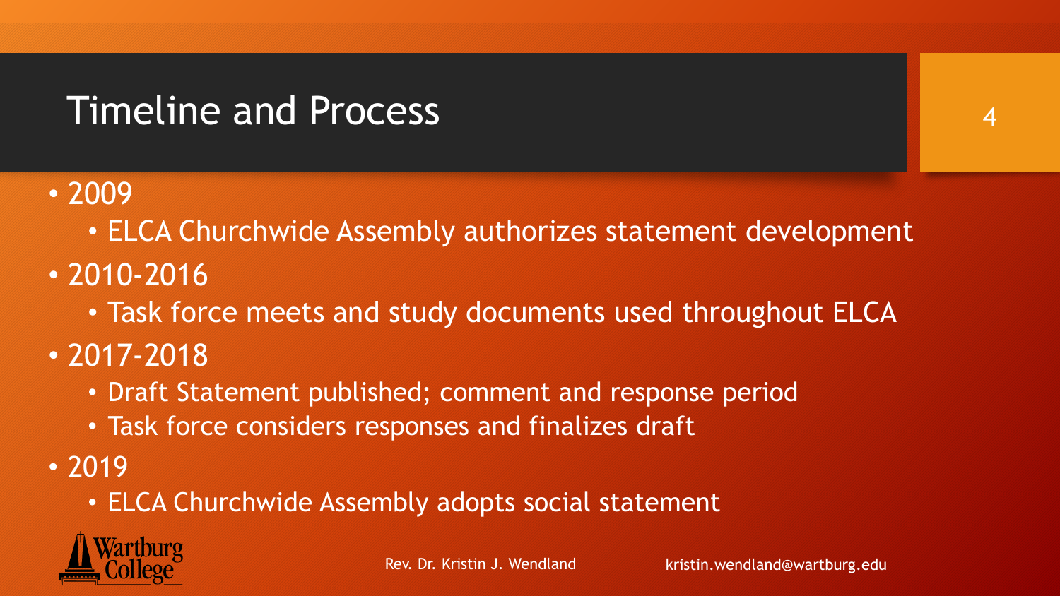# Timeline and Process

- 2009
  - ELCA Churchwide Assembly authorizes statement development
- 2010-2016
  - Task force meets and study documents used throughout ELCA
- 2017-2018
  - Draft Statement published; comment and response period
  - Task force considers responses and finalizes draft
- 2019
  - ELCA Churchwide Assembly adopts social statement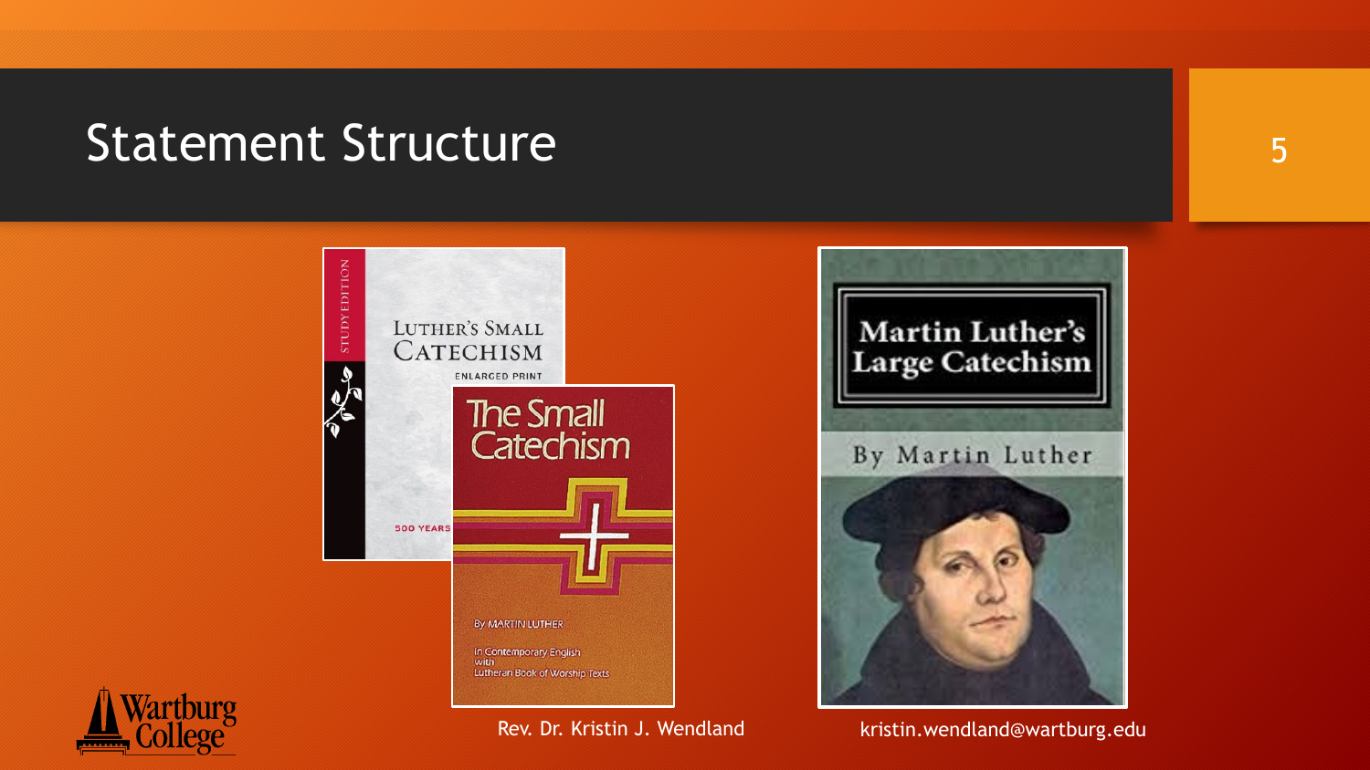# Statement Structure

Rev. Dr. Kristin J. Wendland kristin.wendland@wartburg.edu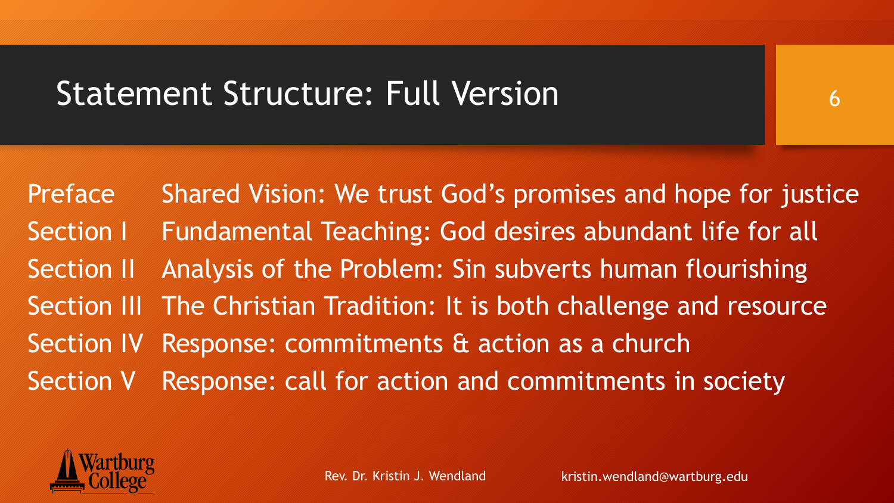# Statement Structure: Full Version

| | |
|---|---|
| Preface | Shared Vision: We trust God's promises and hope for justice |
| Section I | Fundamental Teaching: God desires abundant life for all |
| Section II | Analysis of the Problem: Sin subverts human flourishing |
| Section III | The Christian Tradition: It is both challenge and resource |
| Section IV | Response: commitments & action as a church |
| Section V | Response: call for action and commitments in society |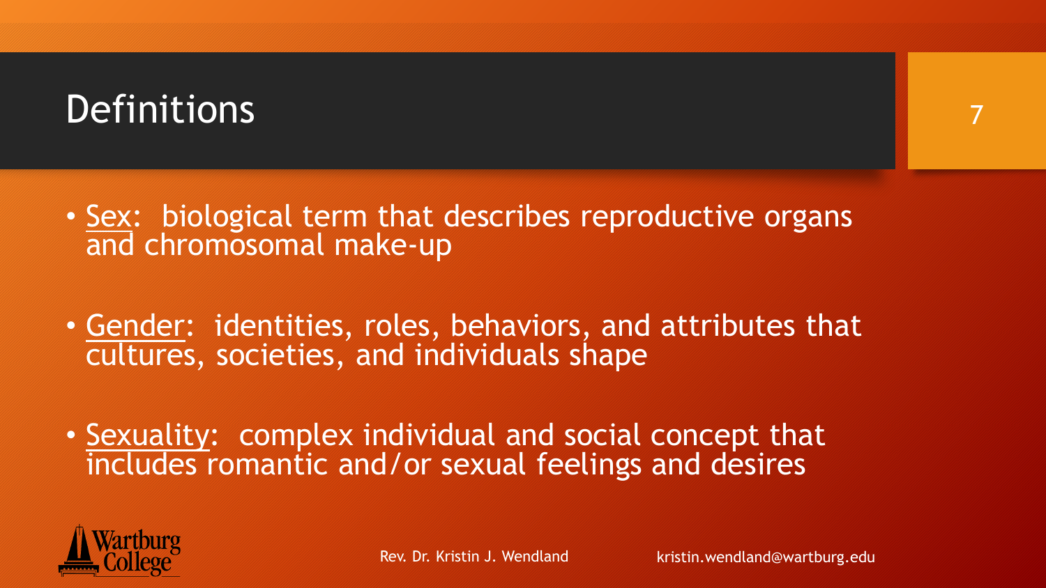# Definitions

- Sex: biological term that describes reproductive organs and chromosomal make-up
- Gender: identities, roles, behaviors, and attributes that cultures, societies, and individuals shape
- Sexuality: complex individual and social concept that includes romantic and/or sexual feelings and desires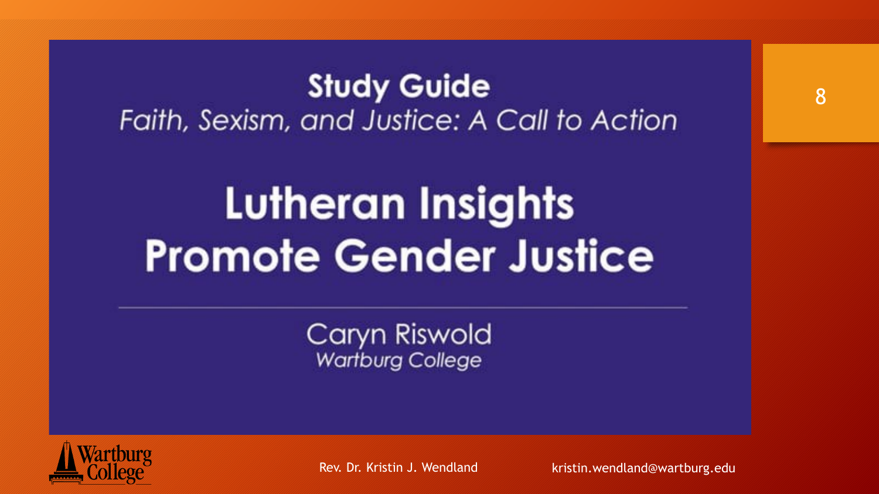**Study Guide**

*Faith, Sexism, and Justice: A Call to Action*

# Lutheran Insights Promote Gender Justice

Caryn Riswold
*Wartburg College*

Wartburg College

Rev. Dr. Kristin J. Wendland kristin.wendland@wartburg.edu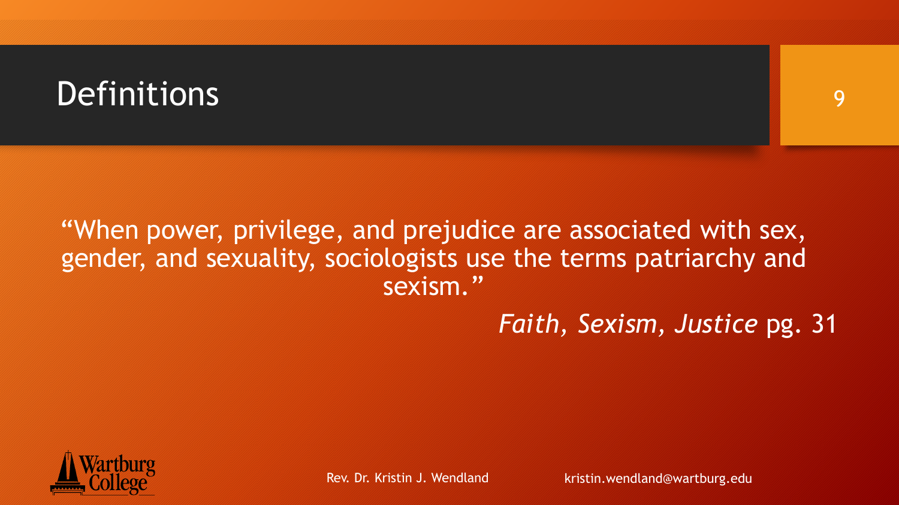# Definitions

"When power, privilege, and prejudice are associated with sex, gender, and sexuality, sociologists use the terms patriarchy and sexism."

*Faith, Sexism, Justice* pg. 31

Rev. Dr. Kristin J. Wendland kristin.wendland@wartburg.edu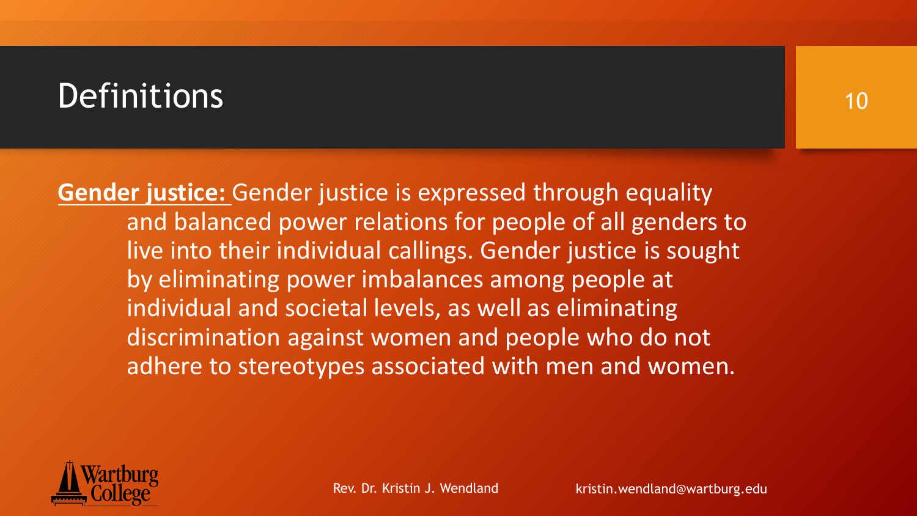# Definitions

**Gender justice:** Gender justice is expressed through equality and balanced power relations for people of all genders to live into their individual callings. Gender justice is sought by eliminating power imbalances among people at individual and societal levels, as well as eliminating discrimination against women and people who do not adhere to stereotypes associated with men and women.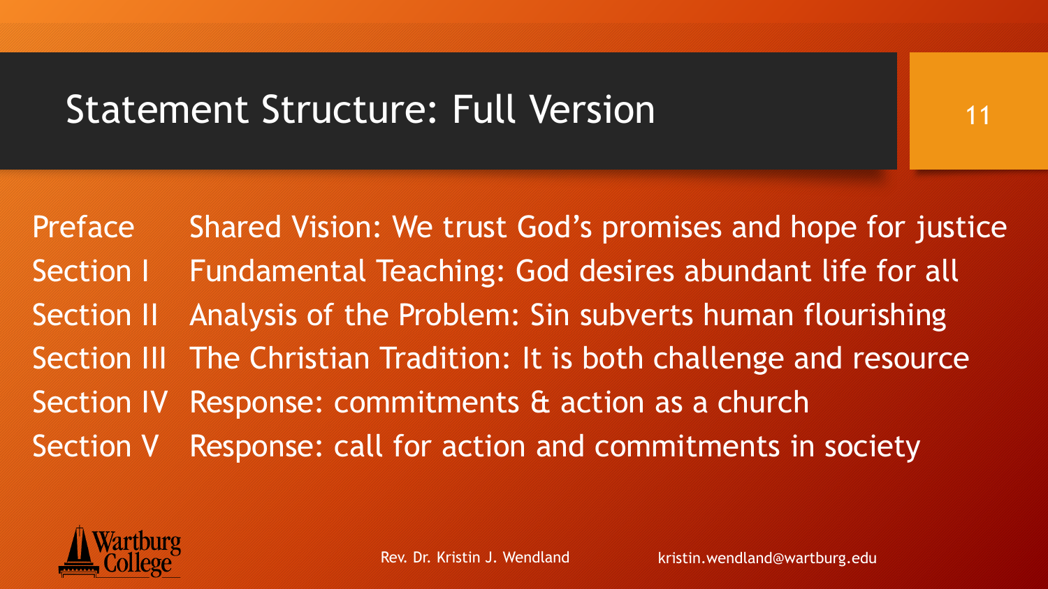# Statement Structure: Full Version

| | |
|---|---|
| Preface | Shared Vision: We trust God's promises and hope for justice |
| Section I | Fundamental Teaching: God desires abundant life for all |
| Section II | Analysis of the Problem: Sin subverts human flourishing |
| Section III | The Christian Tradition: It is both challenge and resource |
| Section IV | Response: commitments & action as a church |
| Section V | Response: call for action and commitments in society |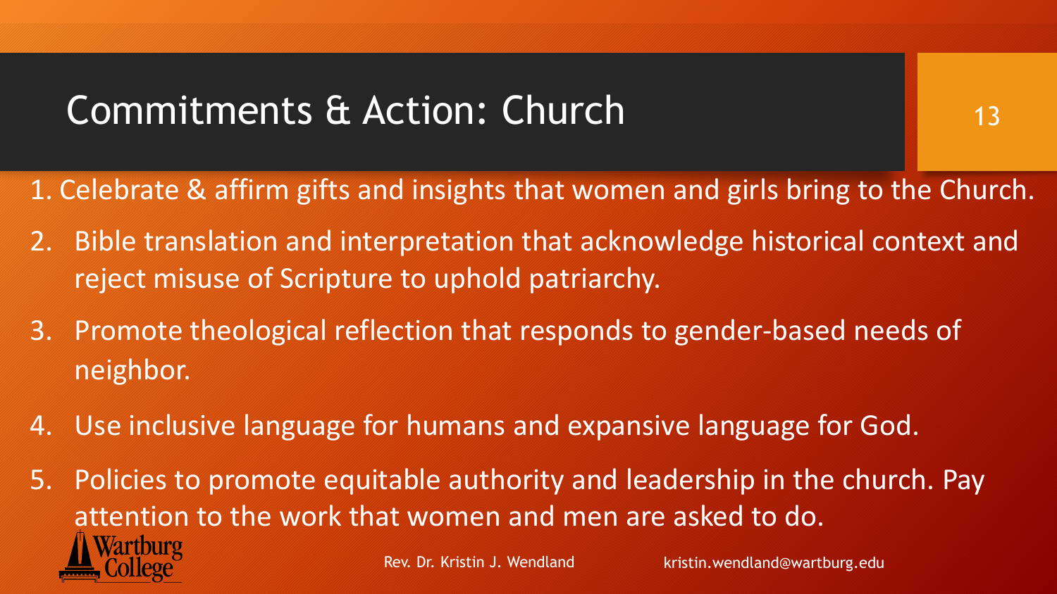# Commitments & Action: Church

1. Celebrate & affirm gifts and insights that women and girls bring to the Church.
2. Bible translation and interpretation that acknowledge historical context and reject misuse of Scripture to uphold patriarchy.
3. Promote theological reflection that responds to gender-based needs of neighbor.
4. Use inclusive language for humans and expansive language for God.
5. Policies to promote equitable authority and leadership in the church. Pay attention to the work that women and men are asked to do.

Wartburg College

Rev. Dr. Kristin J. Wendland    kristin.wendland@wartburg.edu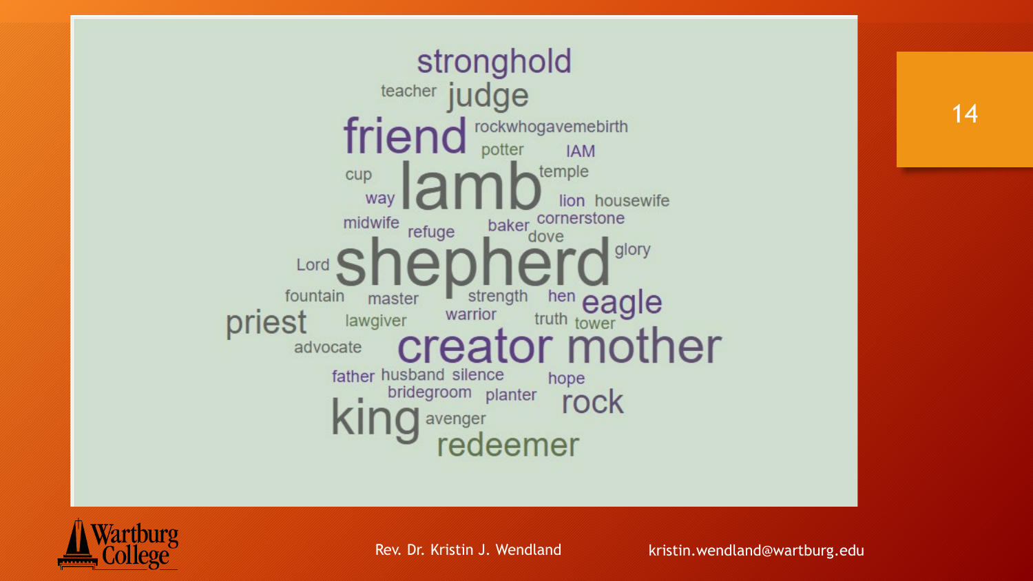stronghold

teacher judge

friend rockwhogavemebirth

potter IAM

cup lamb temple

way lion housewife

midwife refuge baker cornerstone

dove

Lord shepherd glory

fountain master strength hen eagle

priest lawgiver warrior truth tower

advocate creator mother

father husband silence hope

bridegroom planter rock

king avenger

redeemer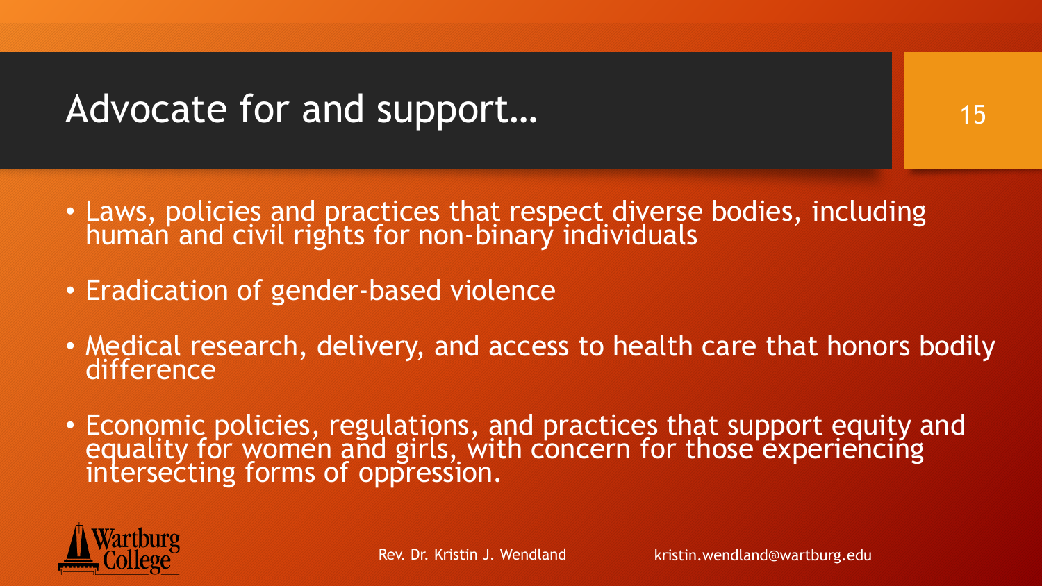# Advocate for and support…

- Laws, policies and practices that respect diverse bodies, including human and civil rights for non-binary individuals
- Eradication of gender-based violence
- Medical research, delivery, and access to health care that honors bodily difference
- Economic policies, regulations, and practices that support equity and equality for women and girls, with concern for those experiencing intersecting forms of oppression.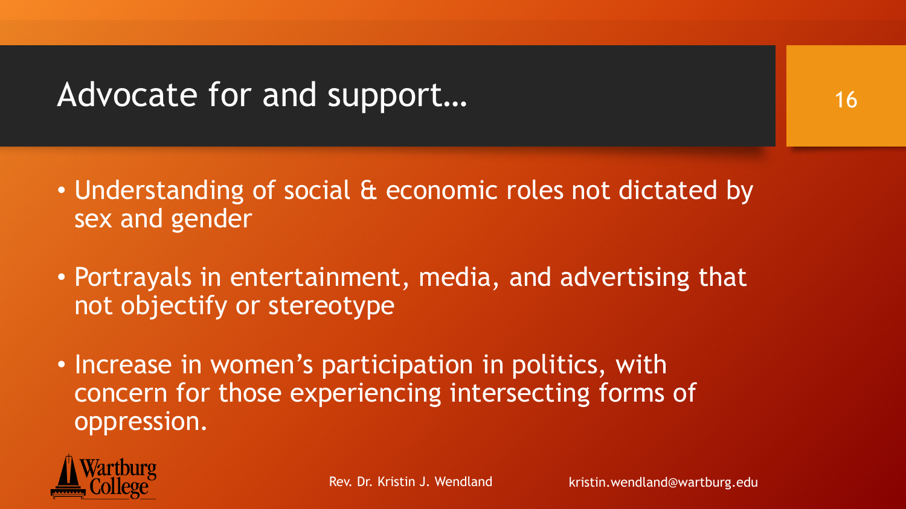# Advocate for and support…

- Understanding of social & economic roles not dictated by sex and gender
- Portrayals in entertainment, media, and advertising that not objectify or stereotype
- Increase in women's participation in politics, with concern for those experiencing intersecting forms of oppression.

Rev. Dr. Kristin J. Wendland kristin.wendland@wartburg.edu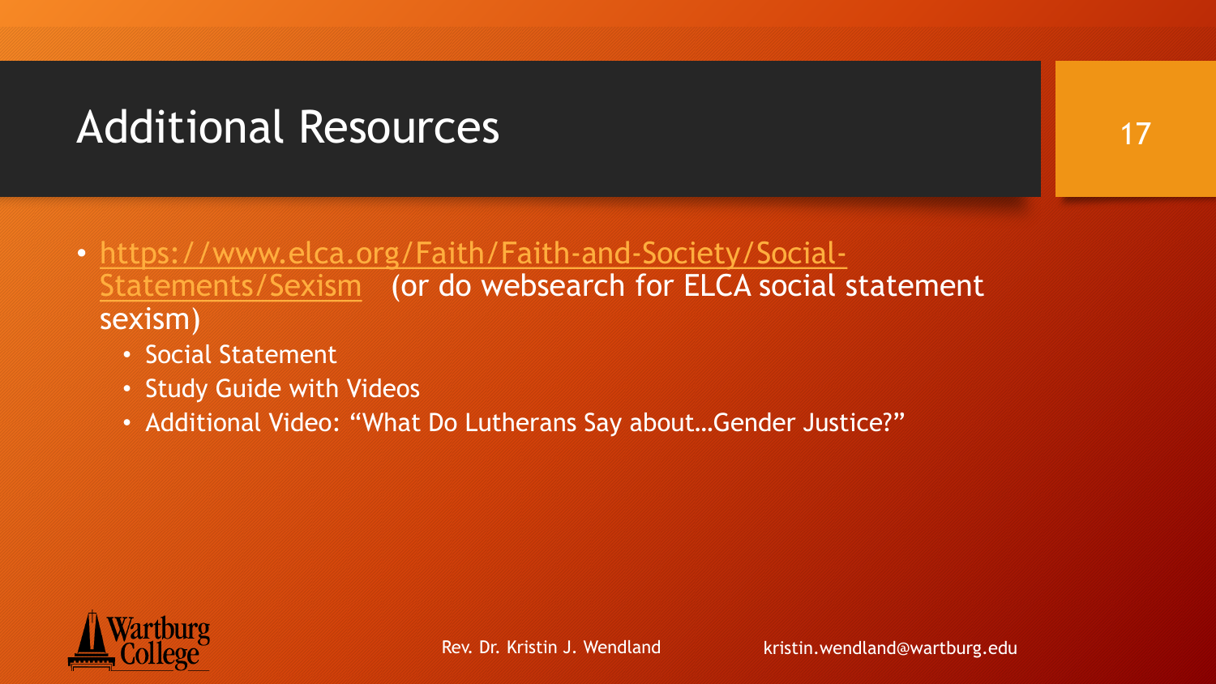# Additional Resources

- [https://www.elca.org/Faith/Faith-and-Society/Social-Statements/Sexism](https://www.elca.org/Faith/Faith-and-Society/Social-Statements/Sexism) (or do websearch for ELCA social statement sexism)
  - Social Statement
  - Study Guide with Videos
  - Additional Video: "What Do Lutherans Say about…Gender Justice?"

Rev. Dr. Kristin J. Wendland

kristin.wendland@wartburg.edu